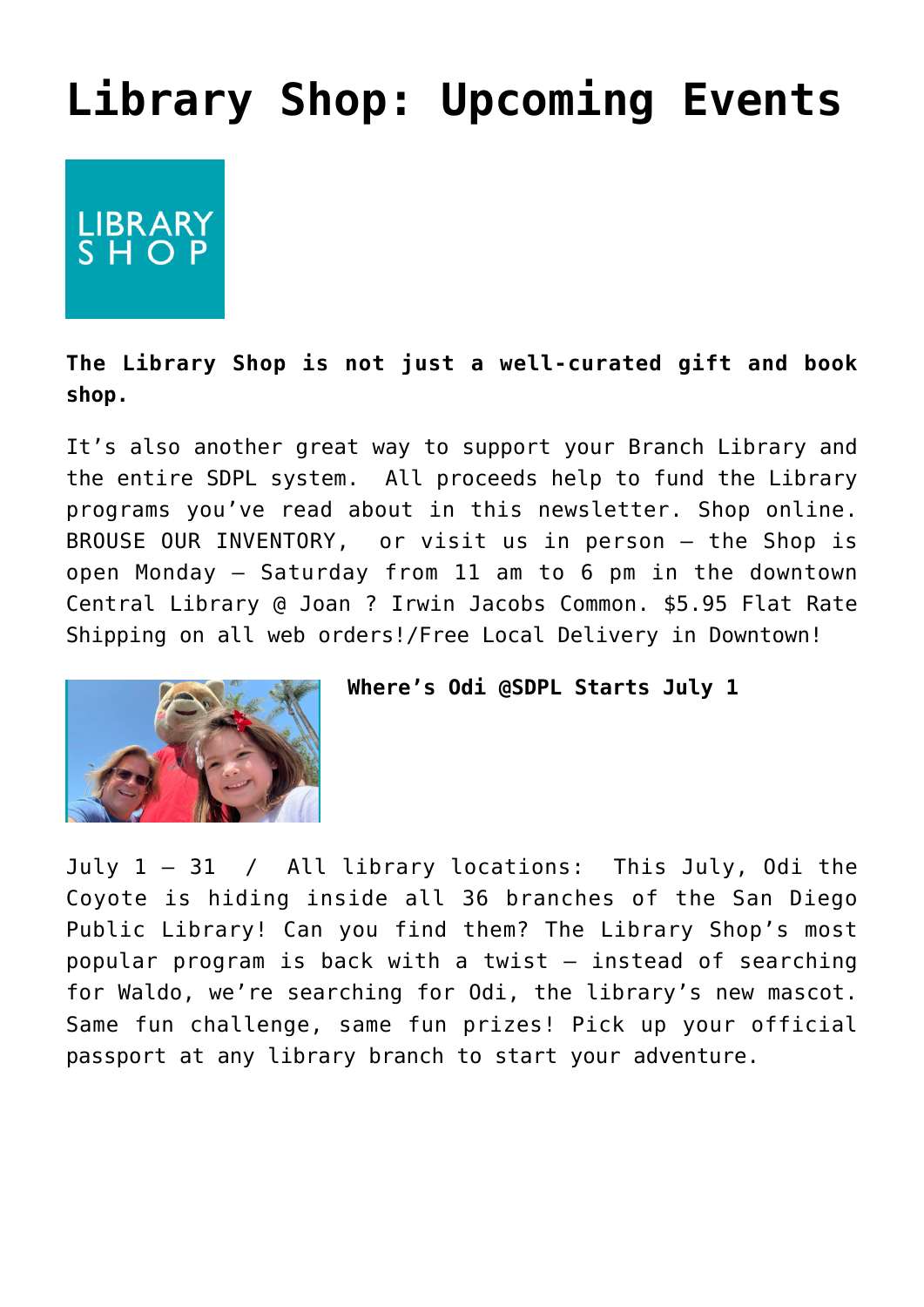# Library Shop: Upcoming Events

**The Library Shop is not just a well-curated gift and book shop.**

It's also another great way to support your Branch Library and the entire SDPL system. All proceeds help to fund the Library programs you've read about in this newsletter. Shop online. BROUSE OUR INVENTORY, or visit us in person – the Shop is open Monday – Saturday from 11 am to 6 pm in the downtown Central Library @ Joan ? Irwin Jacobs Common. $5.95 Flat Rate Shipping on all web orders!/Free Local Delivery in Downtown!

**Where's Odi @SDPL Starts July 1**

July 1 – 31 / All library locations: This July, Odi the Coyote is hiding inside all 36 branches of the San Diego Public Library! Can you find them? The Library Shop's most popular program is back with a twist – instead of searching for Waldo, we're searching for Odi, the library's new mascot. Same fun challenge, same fun prizes! Pick up your official passport at any library branch to start your adventure.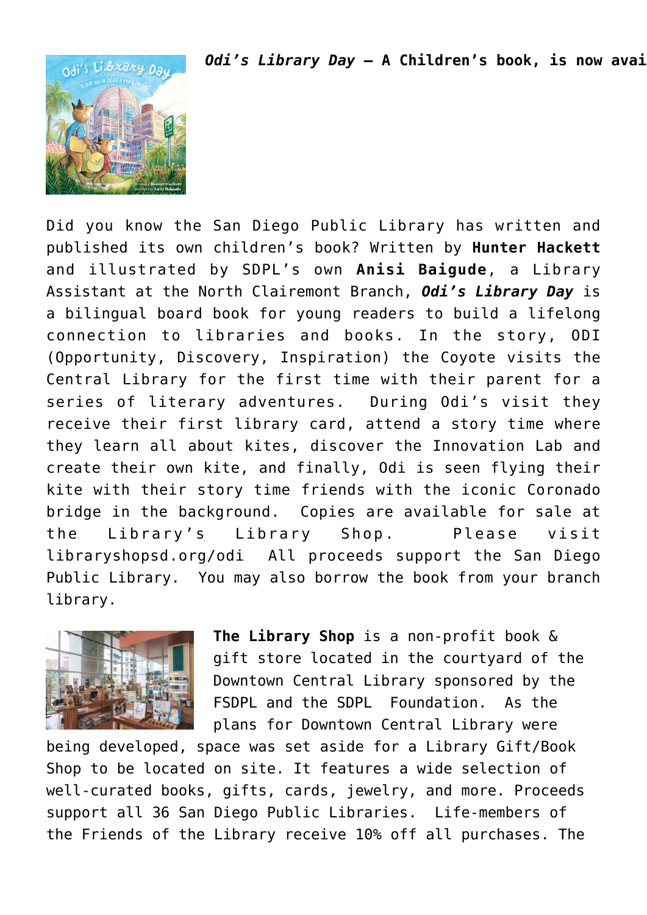***Odi's Library Day* – A Children's book, is now avai**

Did you know the San Diego Public Library has written and published its own children's book? Written by **Hunter Hackett** and illustrated by SDPL's own **Anisi Baigude**, a Library Assistant at the North Clairemont Branch, ***Odi's Library Day*** is a bilingual board book for young readers to build a lifelong connection to libraries and books. In the story, ODI (Opportunity, Discovery, Inspiration) the Coyote visits the Central Library for the first time with their parent for a series of literary adventures. During Odi's visit they receive their first library card, attend a story time where they learn all about kites, discover the Innovation Lab and create their own kite, and finally, Odi is seen flying their kite with their story time friends with the iconic Coronado bridge in the background. Copies are available for sale at the Library's Library Shop. Please visit libraryshopsd.org/odi All proceeds support the San Diego Public Library. You may also borrow the book from your branch library.

**The Library Shop** is a non-profit book & gift store located in the courtyard of the Downtown Central Library sponsored by the FSDPL and the SDPL Foundation. As the plans for Downtown Central Library were being developed, space was set aside for a Library Gift/Book Shop to be located on site. It features a wide selection of well-curated books, gifts, cards, jewelry, and more. Proceeds support all 36 San Diego Public Libraries. Life-members of the Friends of the Library receive 10% off all purchases. The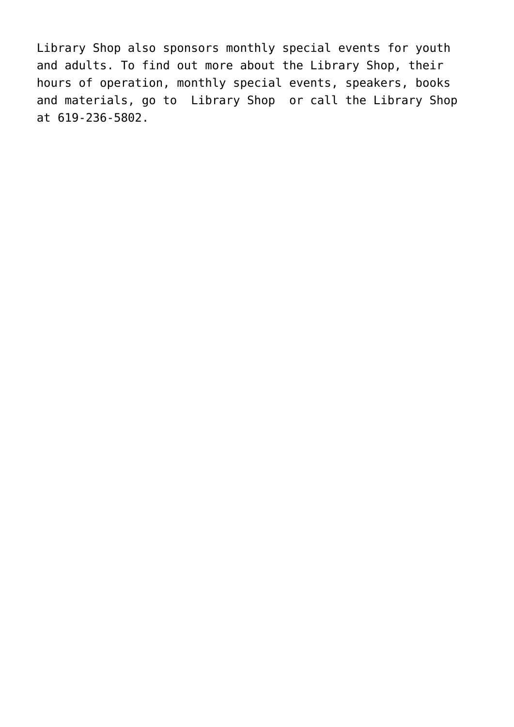Library Shop also sponsors monthly special events for youth and adults. To find out more about the Library Shop, their hours of operation, monthly special events, speakers, books and materials, go to Library Shop or call the Library Shop at 619-236-5802.